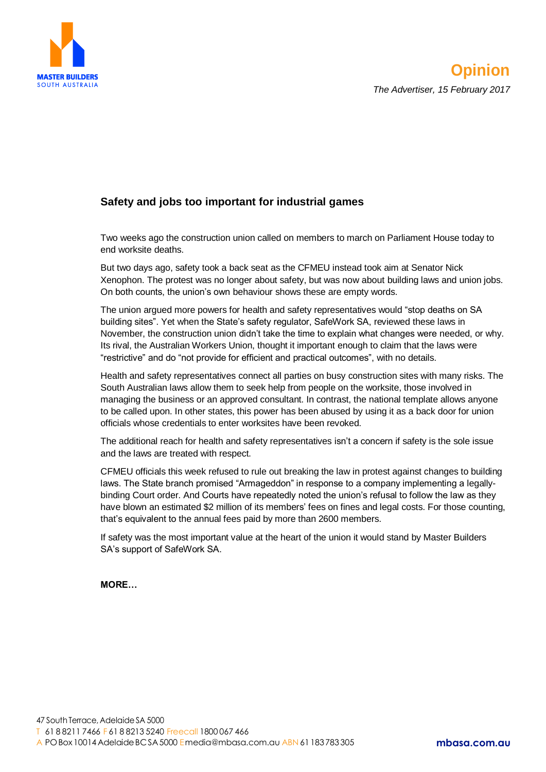MASTER BUILDERS
SOUTH AUSTRALIA

# Opinion

*The Advertiser, 15 February 2017*

## Safety and jobs too important for industrial games

Two weeks ago the construction union called on members to march on Parliament House today to end worksite deaths.

But two days ago, safety took a back seat as the CFMEU instead took aim at Senator Nick Xenophon. The protest was no longer about safety, but was now about building laws and union jobs. On both counts, the union's own behaviour shows these are empty words.

The union argued more powers for health and safety representatives would "stop deaths on SA building sites". Yet when the State's safety regulator, SafeWork SA, reviewed these laws in November, the construction union didn't take the time to explain what changes were needed, or why. Its rival, the Australian Workers Union, thought it important enough to claim that the laws were "restrictive" and do "not provide for efficient and practical outcomes", with no details.

Health and safety representatives connect all parties on busy construction sites with many risks. The South Australian laws allow them to seek help from people on the worksite, those involved in managing the business or an approved consultant. In contrast, the national template allows anyone to be called upon. In other states, this power has been abused by using it as a back door for union officials whose credentials to enter worksites have been revoked.

The additional reach for health and safety representatives isn't a concern if safety is the sole issue and the laws are treated with respect.

CFMEU officials this week refused to rule out breaking the law in protest against changes to building laws. The State branch promised "Armageddon" in response to a company implementing a legally-binding Court order. And Courts have repeatedly noted the union's refusal to follow the law as they have blown an estimated $2 million of its members' fees on fines and legal costs. For those counting, that's equivalent to the annual fees paid by more than 2600 members.

If safety was the most important value at the heart of the union it would stand by Master Builders SA's support of SafeWork SA.

**MORE…**

47 South Terrace, Adelaide SA 5000
T 61 8 8211 7466 F 61 8 8213 5240 Freecall 1800 067 466
A PO Box 10014 Adelaide BC SA 5000 E media@mbasa.com.au ABN 61 183 783 305

mbasa.com.au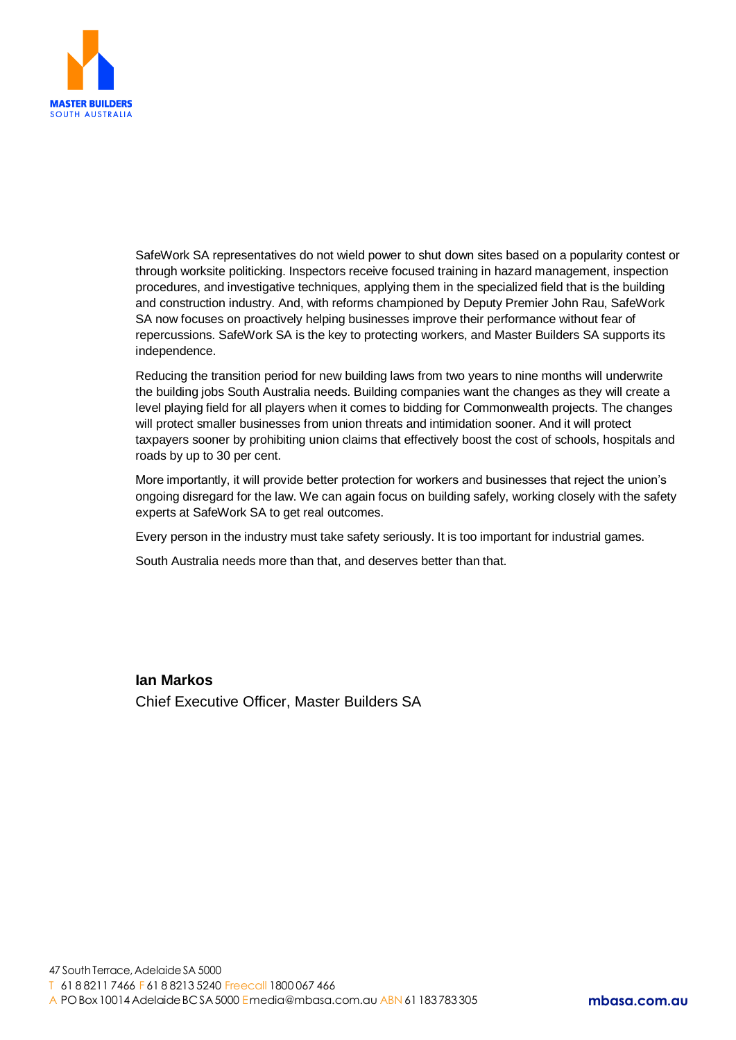SafeWork SA representatives do not wield power to shut down sites based on a popularity contest or through worksite politicking. Inspectors receive focused training in hazard management, inspection procedures, and investigative techniques, applying them in the specialized field that is the building and construction industry. And, with reforms championed by Deputy Premier John Rau, SafeWork SA now focuses on proactively helping businesses improve their performance without fear of repercussions. SafeWork SA is the key to protecting workers, and Master Builders SA supports its independence.

Reducing the transition period for new building laws from two years to nine months will underwrite the building jobs South Australia needs. Building companies want the changes as they will create a level playing field for all players when it comes to bidding for Commonwealth projects. The changes will protect smaller businesses from union threats and intimidation sooner. And it will protect taxpayers sooner by prohibiting union claims that effectively boost the cost of schools, hospitals and roads by up to 30 per cent.

More importantly, it will provide better protection for workers and businesses that reject the union's ongoing disregard for the law. We can again focus on building safely, working closely with the safety experts at SafeWork SA to get real outcomes.

Every person in the industry must take safety seriously. It is too important for industrial games.

South Australia needs more than that, and deserves better than that.

**Ian Markos**
Chief Executive Officer, Master Builders SA